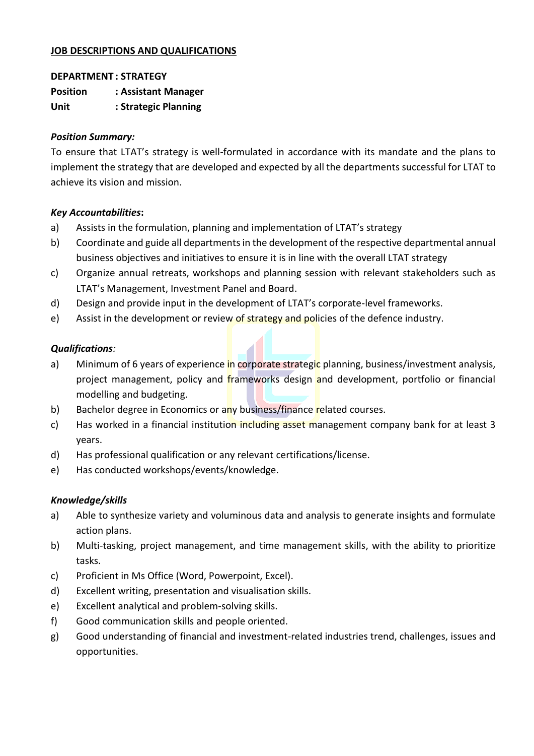**<u>JOB DESCRIPTIONS AND QUALIFICATIONS</u>**

**DEPARTMENT : STRATEGY**
**Position : Assistant Manager**
**Unit : Strategic Planning**

***Position Summary:***

To ensure that LTAT's strategy is well-formulated in accordance with its mandate and the plans to implement the strategy that are developed and expected by all the departments successful for LTAT to achieve its vision and mission.

***Key Accountabilities*:**

a) Assists in the formulation, planning and implementation of LTAT's strategy
b) Coordinate and guide all departments in the development of the respective departmental annual business objectives and initiatives to ensure it is in line with the overall LTAT strategy
c) Organize annual retreats, workshops and planning session with relevant stakeholders such as LTAT's Management, Investment Panel and Board.
d) Design and provide input in the development of LTAT's corporate-level frameworks.
e) Assist in the development or review of strategy and policies of the defence industry.

***Qualifications:***

a) Minimum of 6 years of experience in corporate strategic planning, business/investment analysis, project management, policy and frameworks design and development, portfolio or financial modelling and budgeting.
b) Bachelor degree in Economics or any business/finance related courses.
c) Has worked in a financial institution including asset management company bank for at least 3 years.
d) Has professional qualification or any relevant certifications/license.
e) Has conducted workshops/events/knowledge.

***Knowledge/skills***

a) Able to synthesize variety and voluminous data and analysis to generate insights and formulate action plans.
b) Multi-tasking, project management, and time management skills, with the ability to prioritize tasks.
c) Proficient in Ms Office (Word, Powerpoint, Excel).
d) Excellent writing, presentation and visualisation skills.
e) Excellent analytical and problem-solving skills.
f) Good communication skills and people oriented.
g) Good understanding of financial and investment-related industries trend, challenges, issues and opportunities.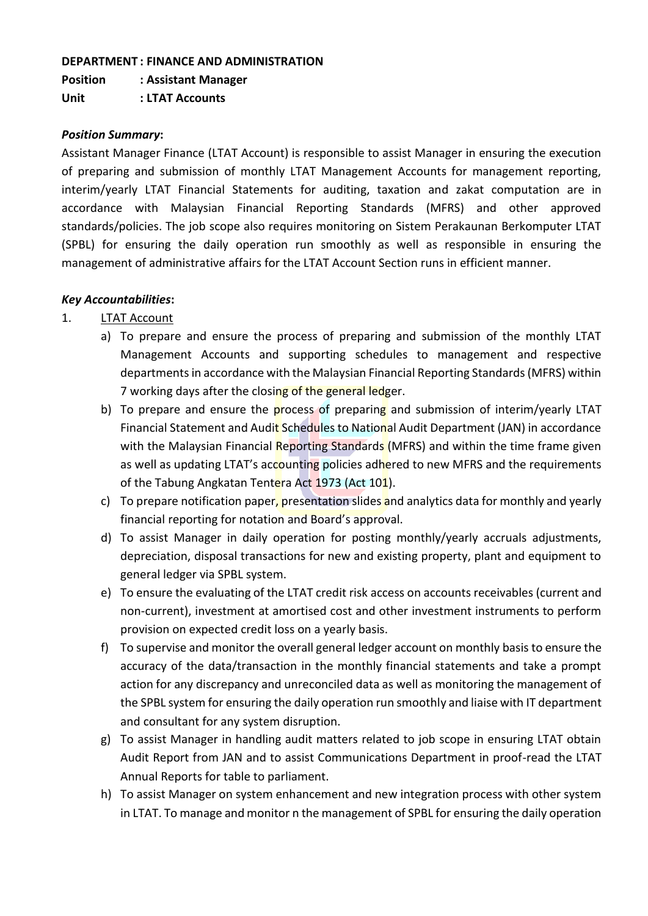**DEPARTMENT : FINANCE AND ADMINISTRATION**

**Position : Assistant Manager**

**Unit : LTAT Accounts**

***Position Summary*:**

Assistant Manager Finance (LTAT Account) is responsible to assist Manager in ensuring the execution of preparing and submission of monthly LTAT Management Accounts for management reporting, interim/yearly LTAT Financial Statements for auditing, taxation and zakat computation are in accordance with Malaysian Financial Reporting Standards (MFRS) and other approved standards/policies. The job scope also requires monitoring on Sistem Perakaunan Berkomputer LTAT (SPBL) for ensuring the daily operation run smoothly as well as responsible in ensuring the management of administrative affairs for the LTAT Account Section runs in efficient manner.

***Key Accountabilities*:**

1. <u>LTAT Account</u>
   a) To prepare and ensure the process of preparing and submission of the monthly LTAT Management Accounts and supporting schedules to management and respective departments in accordance with the Malaysian Financial Reporting Standards (MFRS) within 7 working days after the closing of the general ledger.
   b) To prepare and ensure the process of preparing and submission of interim/yearly LTAT Financial Statement and Audit Schedules to National Audit Department (JAN) in accordance with the Malaysian Financial Reporting Standards (MFRS) and within the time frame given as well as updating LTAT's accounting policies adhered to new MFRS and the requirements of the Tabung Angkatan Tentera Act 1973 (Act 101).
   c) To prepare notification paper, presentation slides and analytics data for monthly and yearly financial reporting for notation and Board's approval.
   d) To assist Manager in daily operation for posting monthly/yearly accruals adjustments, depreciation, disposal transactions for new and existing property, plant and equipment to general ledger via SPBL system.
   e) To ensure the evaluating of the LTAT credit risk access on accounts receivables (current and non-current), investment at amortised cost and other investment instruments to perform provision on expected credit loss on a yearly basis.
   f) To supervise and monitor the overall general ledger account on monthly basis to ensure the accuracy of the data/transaction in the monthly financial statements and take a prompt action for any discrepancy and unreconciled data as well as monitoring the management of the SPBL system for ensuring the daily operation run smoothly and liaise with IT department and consultant for any system disruption.
   g) To assist Manager in handling audit matters related to job scope in ensuring LTAT obtain Audit Report from JAN and to assist Communications Department in proof-read the LTAT Annual Reports for table to parliament.
   h) To assist Manager on system enhancement and new integration process with other system in LTAT. To manage and monitor n the management of SPBL for ensuring the daily operation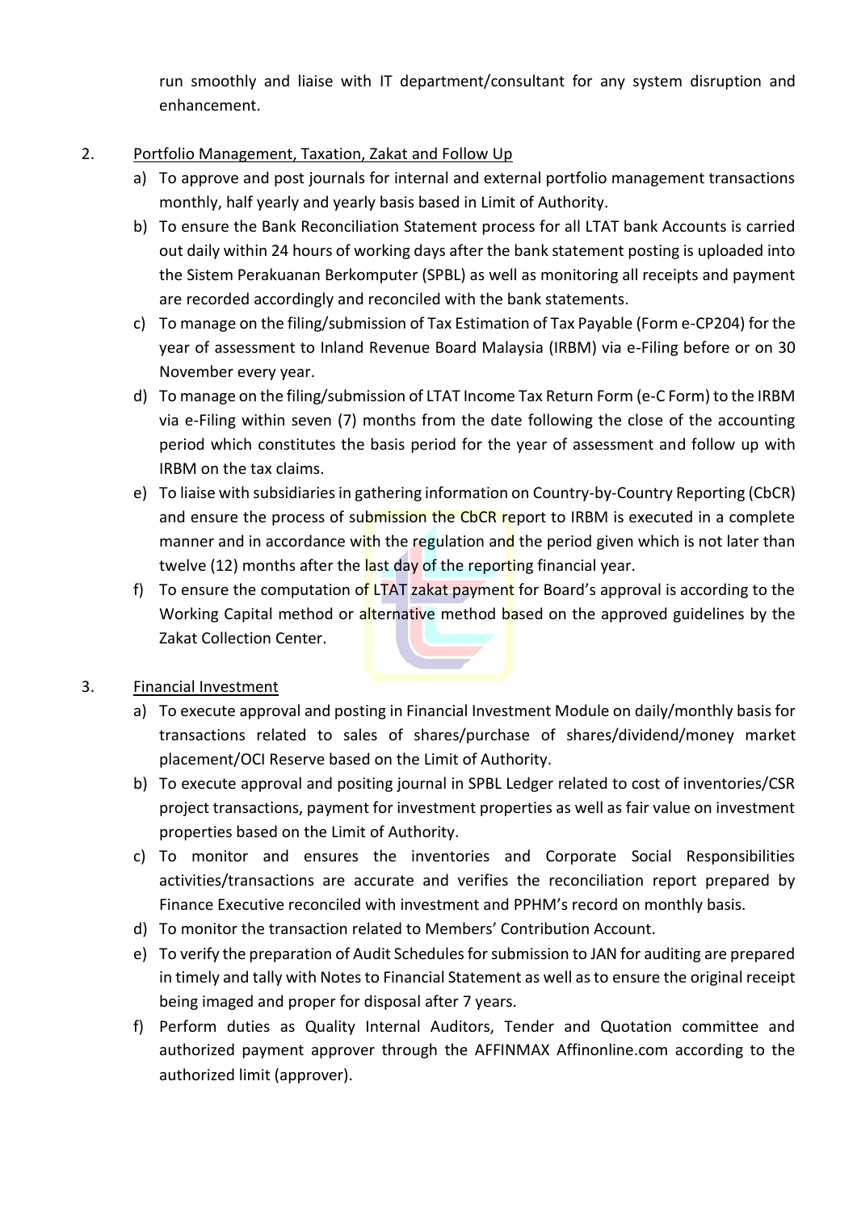run smoothly and liaise with IT department/consultant for any system disruption and enhancement.

2. Portfolio Management, Taxation, Zakat and Follow Up
   a) To approve and post journals for internal and external portfolio management transactions monthly, half yearly and yearly basis based in Limit of Authority.
   b) To ensure the Bank Reconciliation Statement process for all LTAT bank Accounts is carried out daily within 24 hours of working days after the bank statement posting is uploaded into the Sistem Perakuanan Berkomputer (SPBL) as well as monitoring all receipts and payment are recorded accordingly and reconciled with the bank statements.
   c) To manage on the filing/submission of Tax Estimation of Tax Payable (Form e-CP204) for the year of assessment to Inland Revenue Board Malaysia (IRBM) via e-Filing before or on 30 November every year.
   d) To manage on the filing/submission of LTAT Income Tax Return Form (e-C Form) to the IRBM via e-Filing within seven (7) months from the date following the close of the accounting period which constitutes the basis period for the year of assessment and follow up with IRBM on the tax claims.
   e) To liaise with subsidiaries in gathering information on Country-by-Country Reporting (CbCR) and ensure the process of submission the CbCR report to IRBM is executed in a complete manner and in accordance with the regulation and the period given which is not later than twelve (12) months after the last day of the reporting financial year.
   f) To ensure the computation of LTAT zakat payment for Board's approval is according to the Working Capital method or alternative method based on the approved guidelines by the Zakat Collection Center.

3. Financial Investment
   a) To execute approval and posting in Financial Investment Module on daily/monthly basis for transactions related to sales of shares/purchase of shares/dividend/money market placement/OCI Reserve based on the Limit of Authority.
   b) To execute approval and positing journal in SPBL Ledger related to cost of inventories/CSR project transactions, payment for investment properties as well as fair value on investment properties based on the Limit of Authority.
   c) To monitor and ensures the inventories and Corporate Social Responsibilities activities/transactions are accurate and verifies the reconciliation report prepared by Finance Executive reconciled with investment and PPHM's record on monthly basis.
   d) To monitor the transaction related to Members' Contribution Account.
   e) To verify the preparation of Audit Schedules for submission to JAN for auditing are prepared in timely and tally with Notes to Financial Statement as well as to ensure the original receipt being imaged and proper for disposal after 7 years.
   f) Perform duties as Quality Internal Auditors, Tender and Quotation committee and authorized payment approver through the AFFINMAX Affinonline.com according to the authorized limit (approver).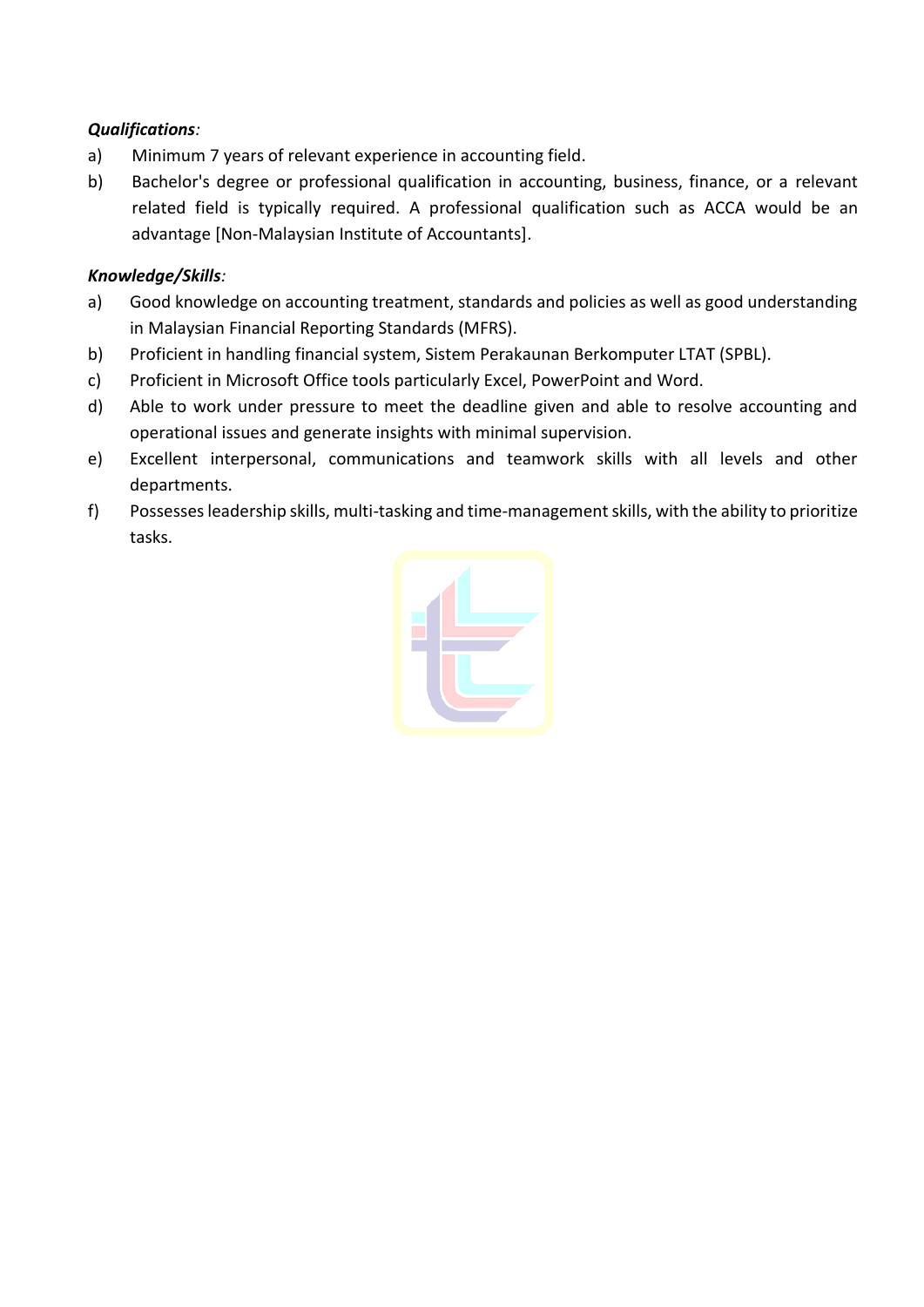***Qualifications:***

a) Minimum 7 years of relevant experience in accounting field.

b) Bachelor's degree or professional qualification in accounting, business, finance, or a relevant related field is typically required. A professional qualification such as ACCA would be an advantage [Non-Malaysian Institute of Accountants].

***Knowledge/Skills:***

a) Good knowledge on accounting treatment, standards and policies as well as good understanding in Malaysian Financial Reporting Standards (MFRS).

b) Proficient in handling financial system, Sistem Perakaunan Berkomputer LTAT (SPBL).

c) Proficient in Microsoft Office tools particularly Excel, PowerPoint and Word.

d) Able to work under pressure to meet the deadline given and able to resolve accounting and operational issues and generate insights with minimal supervision.

e) Excellent interpersonal, communications and teamwork skills with all levels and other departments.

f) Possesses leadership skills, multi-tasking and time-management skills, with the ability to prioritize tasks.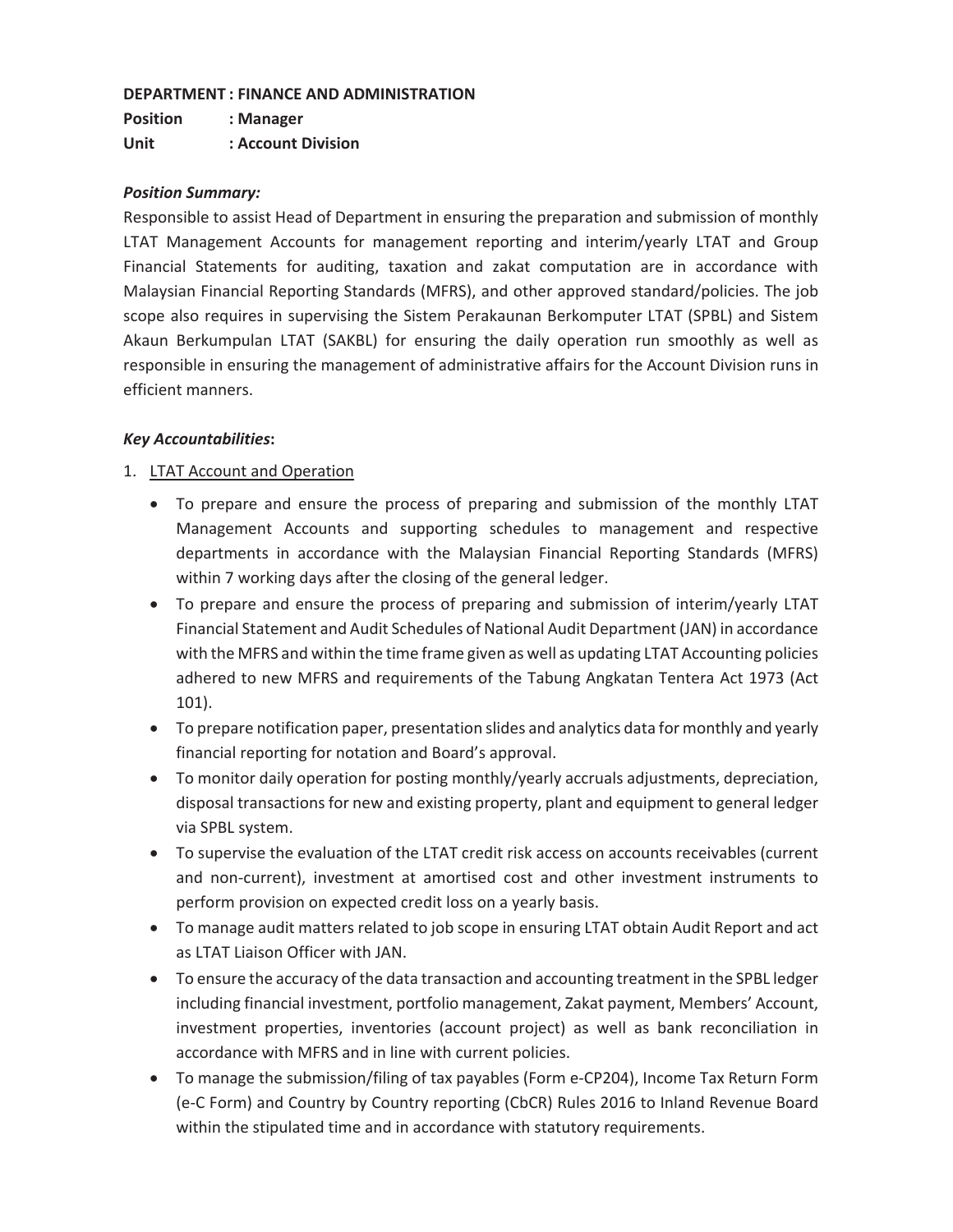**DEPARTMENT : FINANCE AND ADMINISTRATION**

**Position : Manager**

**Unit : Account Division**

***Position Summary:***

Responsible to assist Head of Department in ensuring the preparation and submission of monthly LTAT Management Accounts for management reporting and interim/yearly LTAT and Group Financial Statements for auditing, taxation and zakat computation are in accordance with Malaysian Financial Reporting Standards (MFRS), and other approved standard/policies. The job scope also requires in supervising the Sistem Perakaunan Berkomputer LTAT (SPBL) and Sistem Akaun Berkumpulan LTAT (SAKBL) for ensuring the daily operation run smoothly as well as responsible in ensuring the management of administrative affairs for the Account Division runs in efficient manners.

***Key Accountabilities*:**

1. <u>LTAT Account and Operation</u>
   - To prepare and ensure the process of preparing and submission of the monthly LTAT Management Accounts and supporting schedules to management and respective departments in accordance with the Malaysian Financial Reporting Standards (MFRS) within 7 working days after the closing of the general ledger.
   - To prepare and ensure the process of preparing and submission of interim/yearly LTAT Financial Statement and Audit Schedules of National Audit Department (JAN) in accordance with the MFRS and within the time frame given as well as updating LTAT Accounting policies adhered to new MFRS and requirements of the Tabung Angkatan Tentera Act 1973 (Act 101).
   - To prepare notification paper, presentation slides and analytics data for monthly and yearly financial reporting for notation and Board's approval.
   - To monitor daily operation for posting monthly/yearly accruals adjustments, depreciation, disposal transactions for new and existing property, plant and equipment to general ledger via SPBL system.
   - To supervise the evaluation of the LTAT credit risk access on accounts receivables (current and non-current), investment at amortised cost and other investment instruments to perform provision on expected credit loss on a yearly basis.
   - To manage audit matters related to job scope in ensuring LTAT obtain Audit Report and act as LTAT Liaison Officer with JAN.
   - To ensure the accuracy of the data transaction and accounting treatment in the SPBL ledger including financial investment, portfolio management, Zakat payment, Members' Account, investment properties, inventories (account project) as well as bank reconciliation in accordance with MFRS and in line with current policies.
   - To manage the submission/filing of tax payables (Form e-CP204), Income Tax Return Form (e-C Form) and Country by Country reporting (CbCR) Rules 2016 to Inland Revenue Board within the stipulated time and in accordance with statutory requirements.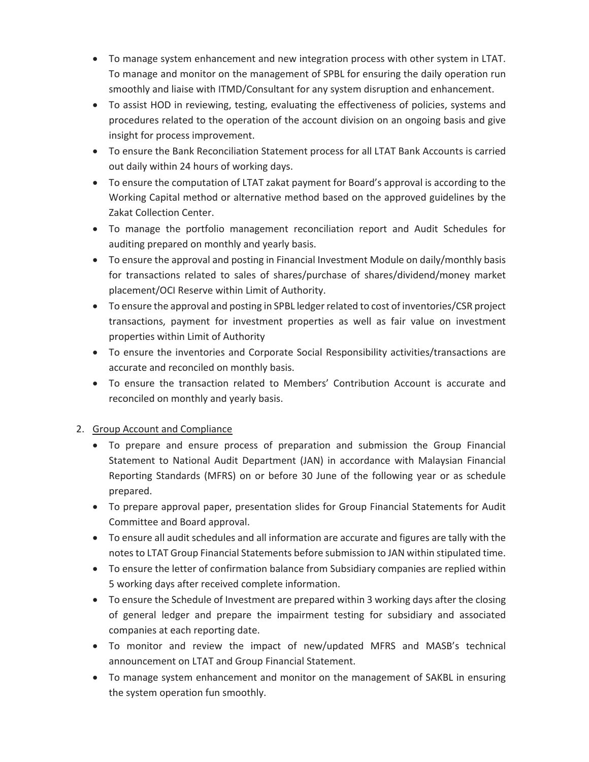- To manage system enhancement and new integration process with other system in LTAT. To manage and monitor on the management of SPBL for ensuring the daily operation run smoothly and liaise with ITMD/Consultant for any system disruption and enhancement.
- To assist HOD in reviewing, testing, evaluating the effectiveness of policies, systems and procedures related to the operation of the account division on an ongoing basis and give insight for process improvement.
- To ensure the Bank Reconciliation Statement process for all LTAT Bank Accounts is carried out daily within 24 hours of working days.
- To ensure the computation of LTAT zakat payment for Board's approval is according to the Working Capital method or alternative method based on the approved guidelines by the Zakat Collection Center.
- To manage the portfolio management reconciliation report and Audit Schedules for auditing prepared on monthly and yearly basis.
- To ensure the approval and posting in Financial Investment Module on daily/monthly basis for transactions related to sales of shares/purchase of shares/dividend/money market placement/OCI Reserve within Limit of Authority.
- To ensure the approval and posting in SPBL ledger related to cost of inventories/CSR project transactions, payment for investment properties as well as fair value on investment properties within Limit of Authority
- To ensure the inventories and Corporate Social Responsibility activities/transactions are accurate and reconciled on monthly basis.
- To ensure the transaction related to Members' Contribution Account is accurate and reconciled on monthly and yearly basis.

2. <u>Group Account and Compliance</u>
   - To prepare and ensure process of preparation and submission the Group Financial Statement to National Audit Department (JAN) in accordance with Malaysian Financial Reporting Standards (MFRS) on or before 30 June of the following year or as schedule prepared.
   - To prepare approval paper, presentation slides for Group Financial Statements for Audit Committee and Board approval.
   - To ensure all audit schedules and all information are accurate and figures are tally with the notes to LTAT Group Financial Statements before submission to JAN within stipulated time.
   - To ensure the letter of confirmation balance from Subsidiary companies are replied within 5 working days after received complete information.
   - To ensure the Schedule of Investment are prepared within 3 working days after the closing of general ledger and prepare the impairment testing for subsidiary and associated companies at each reporting date.
   - To monitor and review the impact of new/updated MFRS and MASB's technical announcement on LTAT and Group Financial Statement.
   - To manage system enhancement and monitor on the management of SAKBL in ensuring the system operation fun smoothly.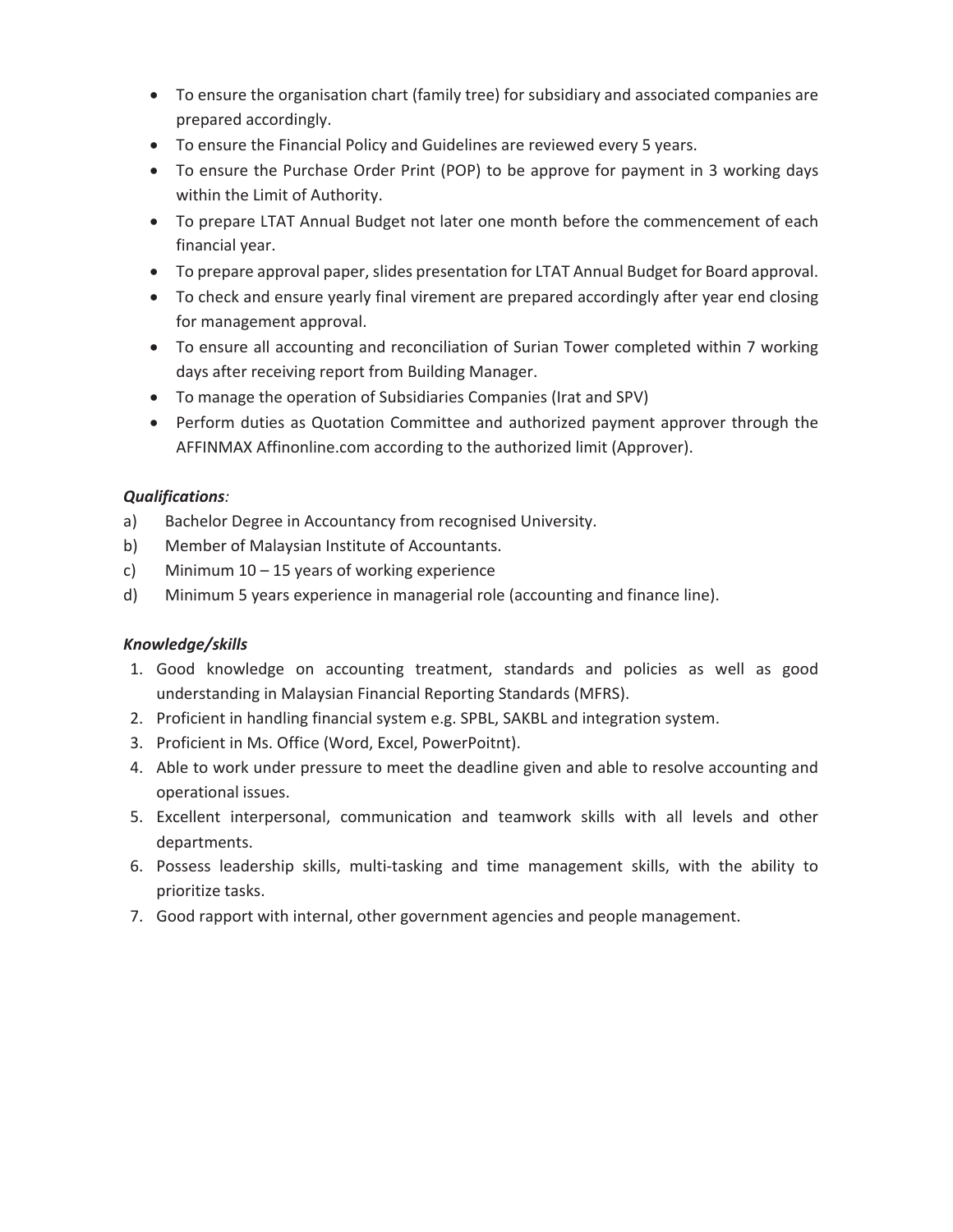- To ensure the organisation chart (family tree) for subsidiary and associated companies are prepared accordingly.
- To ensure the Financial Policy and Guidelines are reviewed every 5 years.
- To ensure the Purchase Order Print (POP) to be approve for payment in 3 working days within the Limit of Authority.
- To prepare LTAT Annual Budget not later one month before the commencement of each financial year.
- To prepare approval paper, slides presentation for LTAT Annual Budget for Board approval.
- To check and ensure yearly final virement are prepared accordingly after year end closing for management approval.
- To ensure all accounting and reconciliation of Surian Tower completed within 7 working days after receiving report from Building Manager.
- To manage the operation of Subsidiaries Companies (Irat and SPV)
- Perform duties as Quotation Committee and authorized payment approver through the AFFINMAX Affinonline.com according to the authorized limit (Approver).

***Qualifications:***

a) Bachelor Degree in Accountancy from recognised University.
b) Member of Malaysian Institute of Accountants.
c) Minimum 10 – 15 years of working experience
d) Minimum 5 years experience in managerial role (accounting and finance line).

***Knowledge/skills***

1. Good knowledge on accounting treatment, standards and policies as well as good understanding in Malaysian Financial Reporting Standards (MFRS).
2. Proficient in handling financial system e.g. SPBL, SAKBL and integration system.
3. Proficient in Ms. Office (Word, Excel, PowerPoitnt).
4. Able to work under pressure to meet the deadline given and able to resolve accounting and operational issues.
5. Excellent interpersonal, communication and teamwork skills with all levels and other departments.
6. Possess leadership skills, multi-tasking and time management skills, with the ability to prioritize tasks.
7. Good rapport with internal, other government agencies and people management.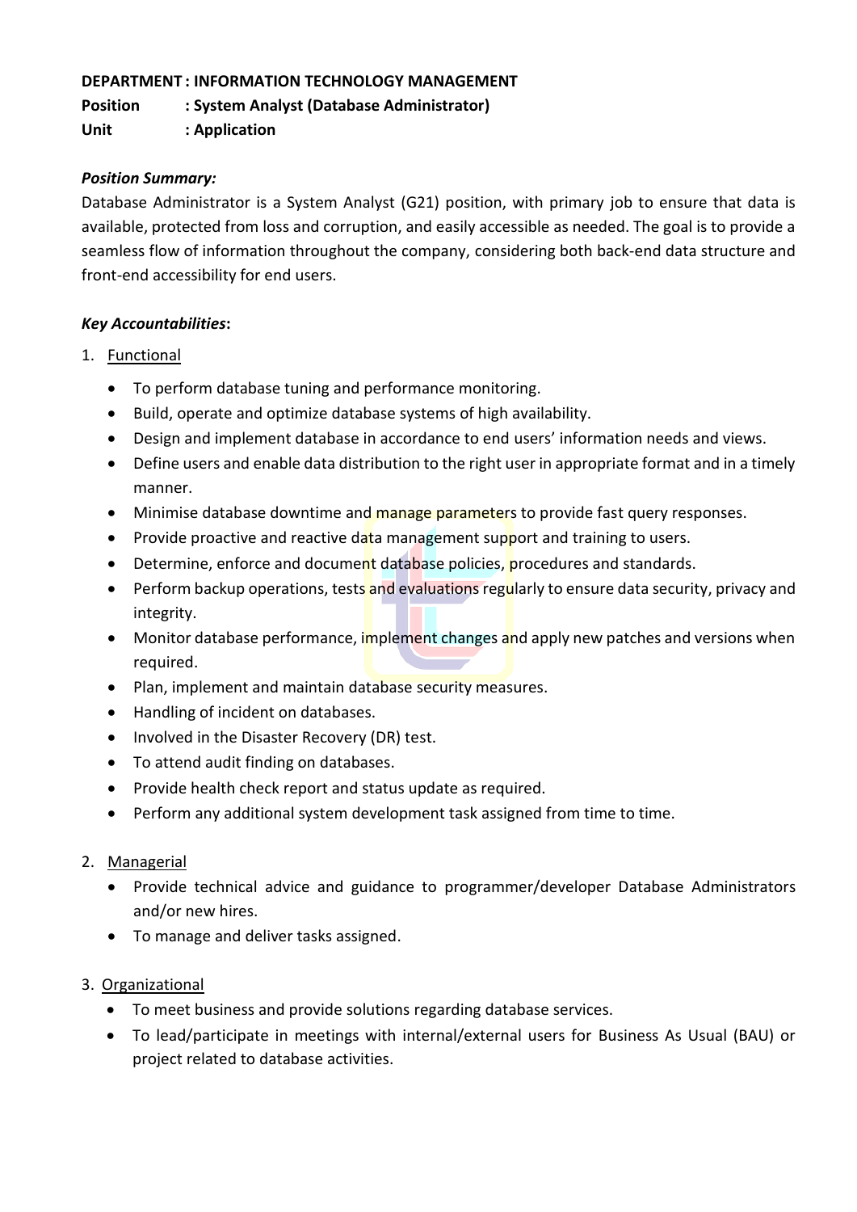**DEPARTMENT : INFORMATION TECHNOLOGY MANAGEMENT**

**Position : System Analyst (Database Administrator)**

**Unit : Application**

***Position Summary:***

Database Administrator is a System Analyst (G21) position, with primary job to ensure that data is available, protected from loss and corruption, and easily accessible as needed. The goal is to provide a seamless flow of information throughout the company, considering both back-end data structure and front-end accessibility for end users.

***Key Accountabilities*:**

1. Functional
   - To perform database tuning and performance monitoring.
   - Build, operate and optimize database systems of high availability.
   - Design and implement database in accordance to end users' information needs and views.
   - Define users and enable data distribution to the right user in appropriate format and in a timely manner.
   - Minimise database downtime and manage parameters to provide fast query responses.
   - Provide proactive and reactive data management support and training to users.
   - Determine, enforce and document database policies, procedures and standards.
   - Perform backup operations, tests and evaluations regularly to ensure data security, privacy and integrity.
   - Monitor database performance, implement changes and apply new patches and versions when required.
   - Plan, implement and maintain database security measures.
   - Handling of incident on databases.
   - Involved in the Disaster Recovery (DR) test.
   - To attend audit finding on databases.
   - Provide health check report and status update as required.
   - Perform any additional system development task assigned from time to time.

2. Managerial
   - Provide technical advice and guidance to programmer/developer Database Administrators and/or new hires.
   - To manage and deliver tasks assigned.

3. Organizational
   - To meet business and provide solutions regarding database services.
   - To lead/participate in meetings with internal/external users for Business As Usual (BAU) or project related to database activities.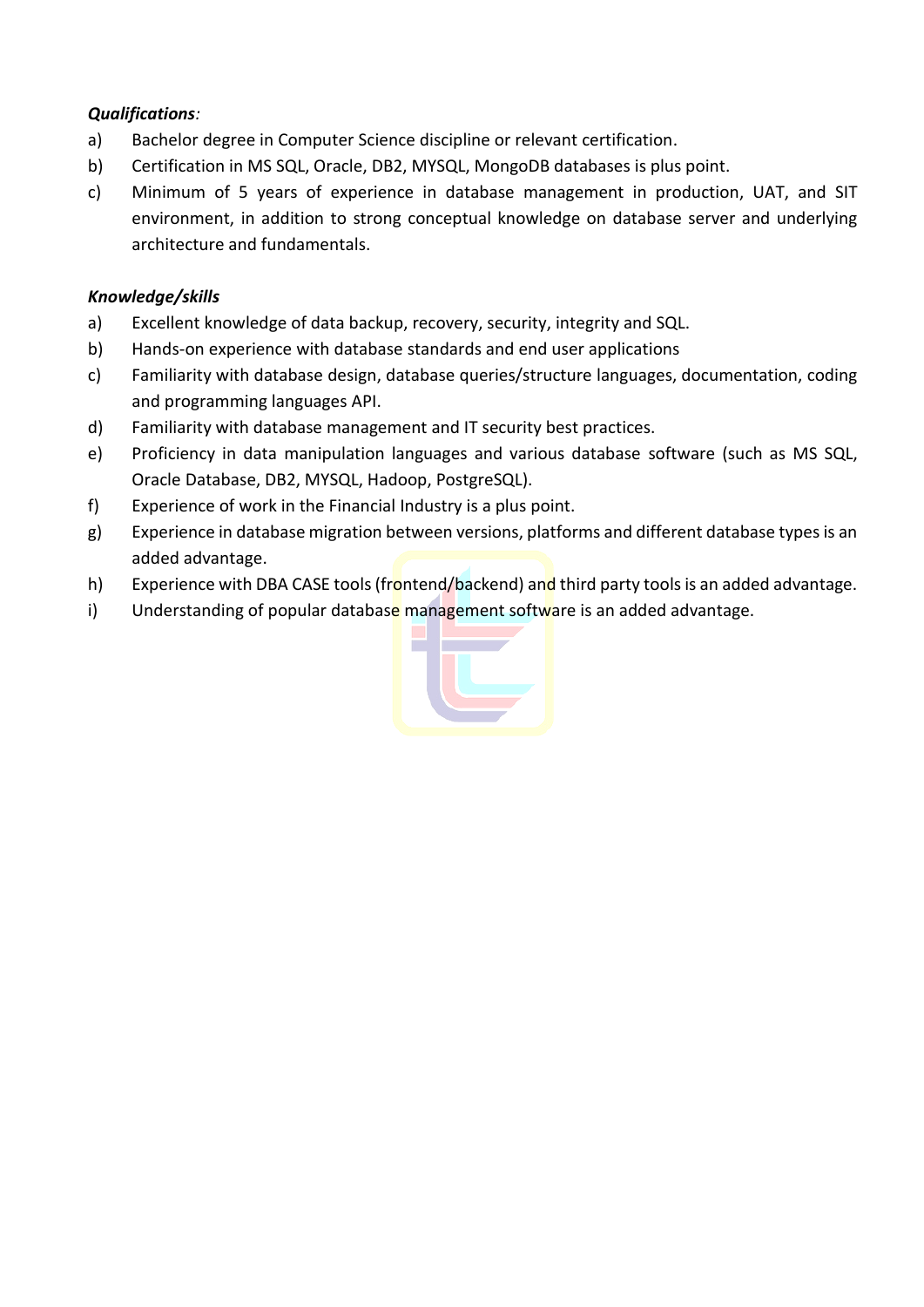***Qualifications**:*

a) Bachelor degree in Computer Science discipline or relevant certification.
b) Certification in MS SQL, Oracle, DB2, MYSQL, MongoDB databases is plus point.
c) Minimum of 5 years of experience in database management in production, UAT, and SIT environment, in addition to strong conceptual knowledge on database server and underlying architecture and fundamentals.

***Knowledge/skills***

a) Excellent knowledge of data backup, recovery, security, integrity and SQL.
b) Hands-on experience with database standards and end user applications
c) Familiarity with database design, database queries/structure languages, documentation, coding and programming languages API.
d) Familiarity with database management and IT security best practices.
e) Proficiency in data manipulation languages and various database software (such as MS SQL, Oracle Database, DB2, MYSQL, Hadoop, PostgreSQL).
f) Experience of work in the Financial Industry is a plus point.
g) Experience in database migration between versions, platforms and different database types is an added advantage.
h) Experience with DBA CASE tools (frontend/backend) and third party tools is an added advantage.
i) Understanding of popular database management software is an added advantage.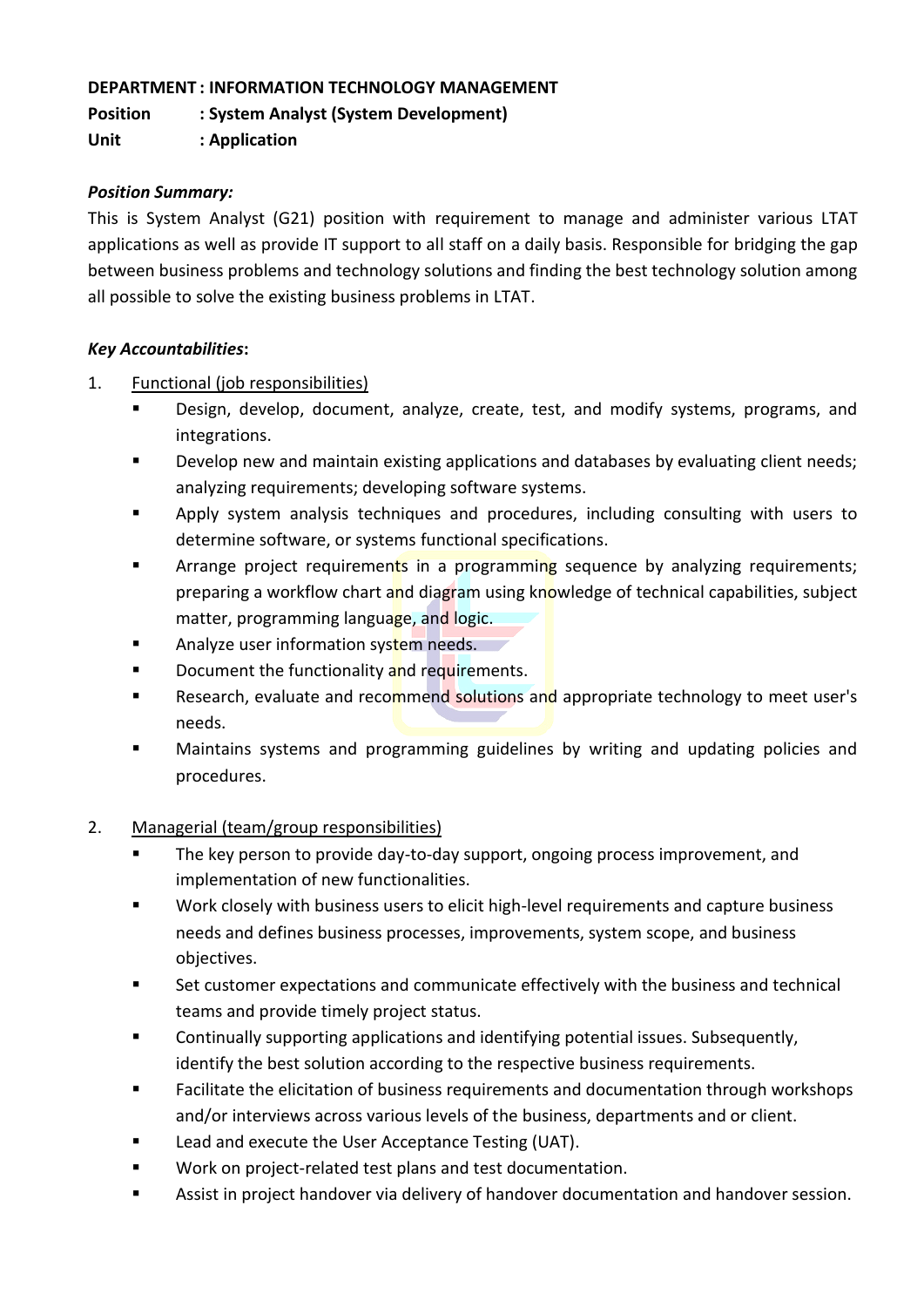**DEPARTMENT : INFORMATION TECHNOLOGY MANAGEMENT**
**Position : System Analyst (System Development)**
**Unit : Application**

***Position Summary:***

This is System Analyst (G21) position with requirement to manage and administer various LTAT applications as well as provide IT support to all staff on a daily basis. Responsible for bridging the gap between business problems and technology solutions and finding the best technology solution among all possible to solve the existing business problems in LTAT.

***Key Accountabilities*:**

1. Functional (job responsibilities)
   - Design, develop, document, analyze, create, test, and modify systems, programs, and integrations.
   - Develop new and maintain existing applications and databases by evaluating client needs; analyzing requirements; developing software systems.
   - Apply system analysis techniques and procedures, including consulting with users to determine software, or systems functional specifications.
   - Arrange project requirements in a programming sequence by analyzing requirements; preparing a workflow chart and diagram using knowledge of technical capabilities, subject matter, programming language, and logic.
   - Analyze user information system needs.
   - Document the functionality and requirements.
   - Research, evaluate and recommend solutions and appropriate technology to meet user's needs.
   - Maintains systems and programming guidelines by writing and updating policies and procedures.

2. Managerial (team/group responsibilities)
   - The key person to provide day-to-day support, ongoing process improvement, and implementation of new functionalities.
   - Work closely with business users to elicit high-level requirements and capture business needs and defines business processes, improvements, system scope, and business objectives.
   - Set customer expectations and communicate effectively with the business and technical teams and provide timely project status.
   - Continually supporting applications and identifying potential issues. Subsequently, identify the best solution according to the respective business requirements.
   - Facilitate the elicitation of business requirements and documentation through workshops and/or interviews across various levels of the business, departments and or client.
   - Lead and execute the User Acceptance Testing (UAT).
   - Work on project-related test plans and test documentation.
   - Assist in project handover via delivery of handover documentation and handover session.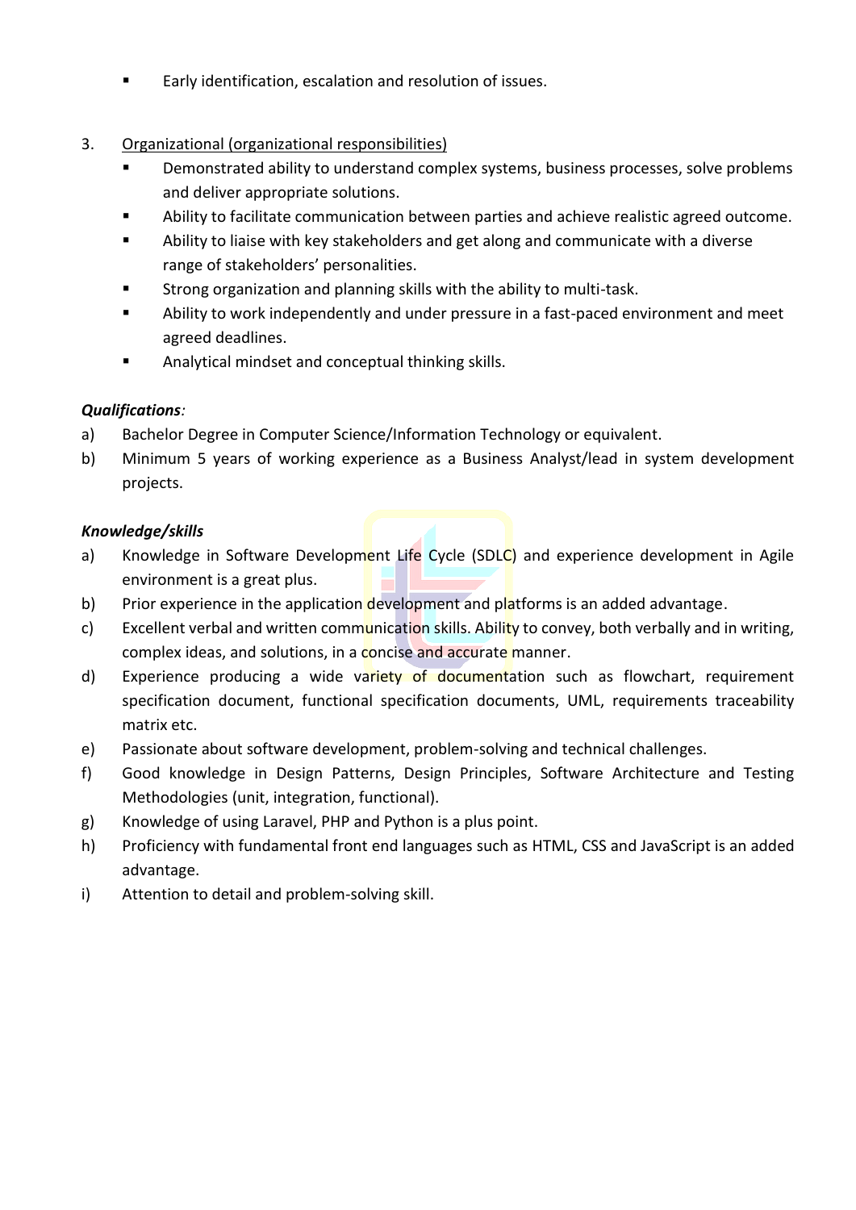- Early identification, escalation and resolution of issues.

3. Organizational (organizational responsibilities)
   - Demonstrated ability to understand complex systems, business processes, solve problems and deliver appropriate solutions.
   - Ability to facilitate communication between parties and achieve realistic agreed outcome.
   - Ability to liaise with key stakeholders and get along and communicate with a diverse range of stakeholders' personalities.
   - Strong organization and planning skills with the ability to multi-task.
   - Ability to work independently and under pressure in a fast-paced environment and meet agreed deadlines.
   - Analytical mindset and conceptual thinking skills.

***Qualifications:***

a) Bachelor Degree in Computer Science/Information Technology or equivalent.

b) Minimum 5 years of working experience as a Business Analyst/lead in system development projects.

***Knowledge/skills***

a) Knowledge in Software Development Life Cycle (SDLC) and experience development in Agile environment is a great plus.

b) Prior experience in the application development and platforms is an added advantage.

c) Excellent verbal and written communication skills. Ability to convey, both verbally and in writing, complex ideas, and solutions, in a concise and accurate manner.

d) Experience producing a wide variety of documentation such as flowchart, requirement specification document, functional specification documents, UML, requirements traceability matrix etc.

e) Passionate about software development, problem-solving and technical challenges.

f) Good knowledge in Design Patterns, Design Principles, Software Architecture and Testing Methodologies (unit, integration, functional).

g) Knowledge of using Laravel, PHP and Python is a plus point.

h) Proficiency with fundamental front end languages such as HTML, CSS and JavaScript is an added advantage.

i) Attention to detail and problem-solving skill.